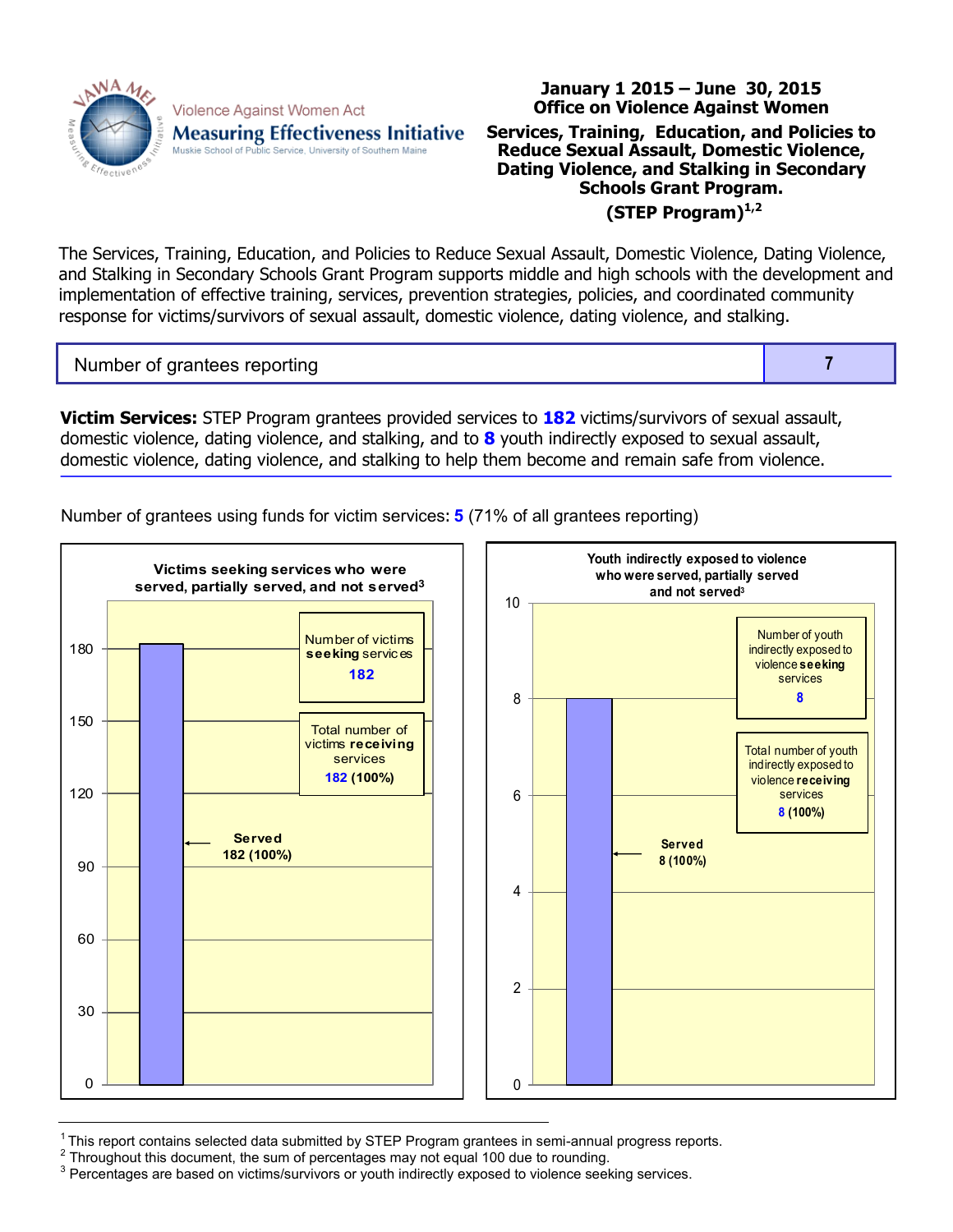Violence Against Women Act
**Measuring Effectiveness Initiative**
Muskie School of Public Service, University of Southern Maine

# January 1 2015 – June 30, 2015
# Office on Violence Against Women
## Services, Training, Education, and Policies to Reduce Sexual Assault, Domestic Violence, Dating Violence, and Stalking in Secondary Schools Grant Program. (STEP Program)[1,2]

The Services, Training, Education, and Policies to Reduce Sexual Assault, Domestic Violence, Dating Violence, and Stalking in Secondary Schools Grant Program supports middle and high schools with the development and implementation of effective training, services, prevention strategies, policies, and coordinated community response for victims/survivors of sexual assault, domestic violence, dating violence, and stalking.

| Number of grantees reporting | 7 |
|---|---|

**Victim Services:** STEP Program grantees provided services to **182** victims/survivors of sexual assault, domestic violence, dating violence, and stalking, and to **8** youth indirectly exposed to sexual assault, domestic violence, dating violence, and stalking to help them become and remain safe from violence.

Number of grantees using funds for victim services: **5** (71% of all grantees reporting)

**Victims seeking services who were served, partially served, and not served[3]**

- Number of victims **seeking** services: 182
- Total number of victims **receiving** services: 182 (100%)
- Served: 182 (100%)

**Youth indirectly exposed to violence who were served, partially served and not served[3]**

- Number of youth indirectly exposed to violence **seeking** services: 8
- Total number of youth indirectly exposed to violence **receiving** services: 8 (100%)
- Served: 8 (100%)

---

[1] This report contains selected data submitted by STEP Program grantees in semi-annual progress reports.
[2] Throughout this document, the sum of percentages may not equal 100 due to rounding.
[3] Percentages are based on victims/survivors or youth indirectly exposed to violence seeking services.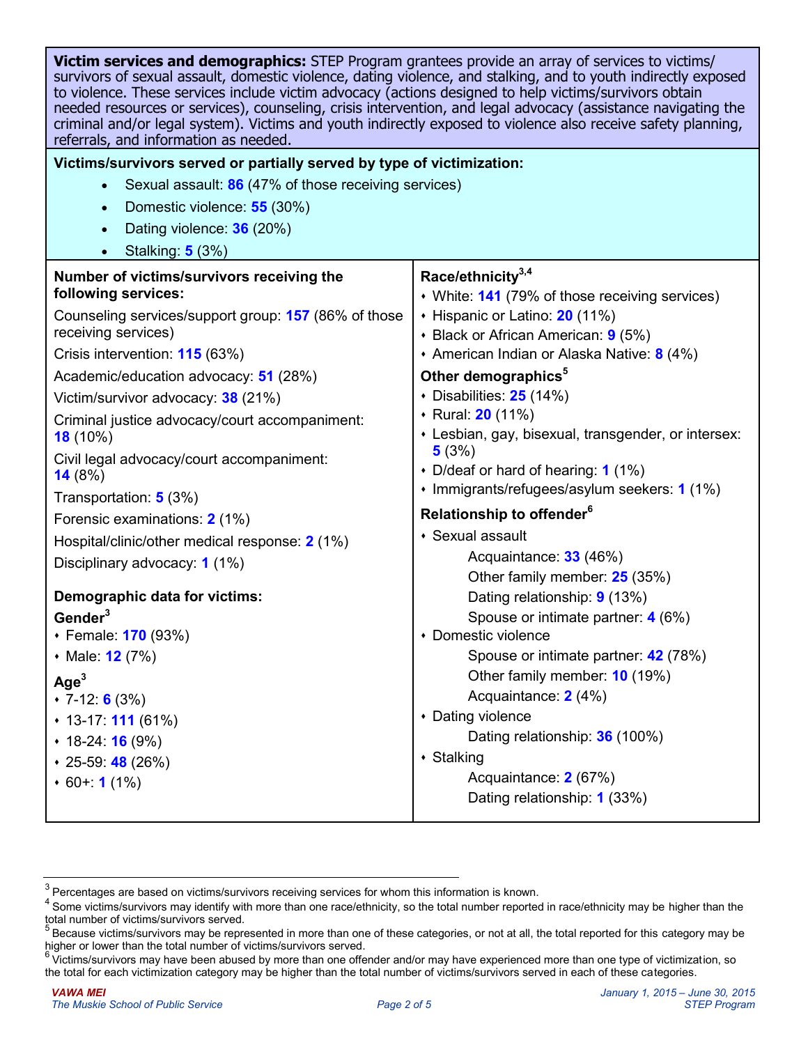**Victim services and demographics:** STEP Program grantees provide an array of services to victims/survivors of sexual assault, domestic violence, dating violence, and stalking, and to youth indirectly exposed to violence. These services include victim advocacy (actions designed to help victims/survivors obtain needed resources or services), counseling, crisis intervention, and legal advocacy (assistance navigating the criminal and/or legal system). Victims and youth indirectly exposed to violence also receive safety planning, referrals, and information as needed.

**Victims/survivors served or partially served by type of victimization:**

- Sexual assault: **86** (47% of those receiving services)
- Domestic violence: **55** (30%)
- Dating violence: **36** (20%)
- Stalking: **5** (3%)

**Number of victims/survivors receiving the following services:**

Counseling services/support group: **157** (86% of those receiving services)

Crisis intervention: **115** (63%)

Academic/education advocacy: **51** (28%)

Victim/survivor advocacy: **38** (21%)

Criminal justice advocacy/court accompaniment: **18** (10%)

Civil legal advocacy/court accompaniment: **14** (8%)

Transportation: **5** (3%)

Forensic examinations: **2** (1%)

Hospital/clinic/other medical response: **2** (1%)

Disciplinary advocacy: **1** (1%)

**Demographic data for victims:**

**Gender**[3]

- Female: **170** (93%)
- Male: **12** (7%)

**Age**[3]

- 7-12: **6** (3%)
- 13-17: **111** (61%)
- 18-24: **16** (9%)
- 25-59: **48** (26%)
- 60+: **1** (1%)

**Race/ethnicity**[3,4]

- White: **141** (79% of those receiving services)
- Hispanic or Latino: **20** (11%)
- Black or African American: **9** (5%)
- American Indian or Alaska Native: **8** (4%)

**Other demographics**[5]

- Disabilities: **25** (14%)
- Rural: **20** (11%)
- Lesbian, gay, bisexual, transgender, or intersex: **5** (3%)
- D/deaf or hard of hearing: **1** (1%)
- Immigrants/refugees/asylum seekers: **1** (1%)

**Relationship to offender**[6]

- Sexual assault
  - Acquaintance: **33** (46%)
  - Other family member: **25** (35%)
  - Dating relationship: **9** (13%)
  - Spouse or intimate partner: **4** (6%)
- Domestic violence
  - Spouse or intimate partner: **42** (78%)
  - Other family member: **10** (19%)
  - Acquaintance: **2** (4%)
- Dating violence
  - Dating relationship: **36** (100%)
- Stalking
  - Acquaintance: **2** (67%)
  - Dating relationship: **1** (33%)

---

[3] Percentages are based on victims/survivors receiving services for whom this information is known.

[4] Some victims/survivors may identify with more than one race/ethnicity, so the total number reported in race/ethnicity may be higher than the total number of victims/survivors served.

[5] Because victims/survivors may be represented in more than one of these categories, or not at all, the total reported for this category may be higher or lower than the total number of victims/survivors served.

[6] Victims/survivors may have been abused by more than one offender and/or may have experienced more than one type of victimization, so the total for each victimization category may be higher than the total number of victims/survivors served in each of these categories.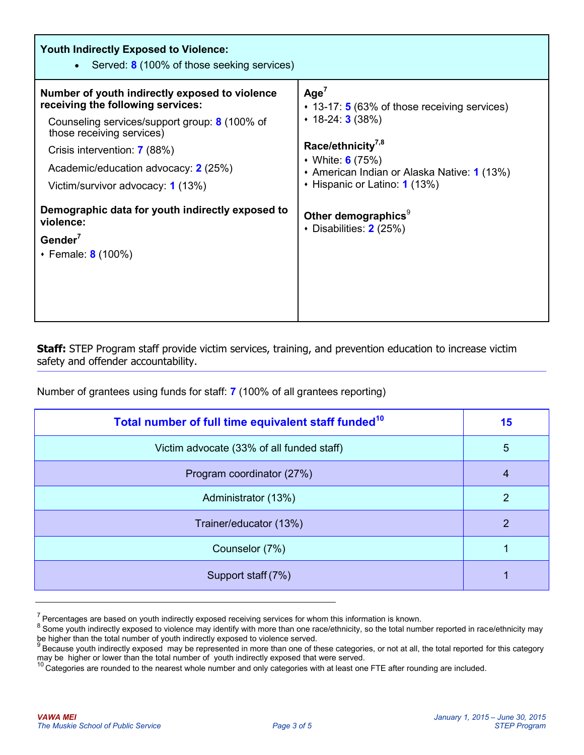**Youth Indirectly Exposed to Violence:**

- Served: **8** (100% of those seeking services)

**Number of youth indirectly exposed to violence receiving the following services:**

Counseling services/support group: **8** (100% of those receiving services)

Crisis intervention: **7** (88%)

Academic/education advocacy: **2** (25%)

Victim/survivor advocacy: **1** (13%)

**Demographic data for youth indirectly exposed to violence:**

**Gender**[7]

- Female: **8** (100%)

**Age**[7]

- 13-17: **5** (63% of those receiving services)
- 18-24: **3** (38%)

**Race/ethnicity**[7,8]

- White: **6** (75%)
- American Indian or Alaska Native: **1** (13%)
- Hispanic or Latino: **1** (13%)

**Other demographics**[9]

- Disabilities: **2** (25%)

**Staff:** STEP Program staff provide victim services, training, and prevention education to increase victim safety and offender accountability.

Number of grantees using funds for staff: **7** (100% of all grantees reporting)

| **Total number of full time equivalent staff funded**[10] | **15** |
|---|---|
| Victim advocate (33% of all funded staff) | 5 |
| Program coordinator (27%) | 4 |
| Administrator (13%) | 2 |
| Trainer/educator (13%) | 2 |
| Counselor (7%) | 1 |
| Support staff (7%) | 1 |

---

[7] Percentages are based on youth indirectly exposed receiving services for whom this information is known.

[8] Some youth indirectly exposed to violence may identify with more than one race/ethnicity, so the total number reported in race/ethnicity may be higher than the total number of youth indirectly exposed to violence served.

[9] Because youth indirectly exposed may be represented in more than one of these categories, or not at all, the total reported for this category may be higher or lower than the total number of youth indirectly exposed that were served.

[10] Categories are rounded to the nearest whole number and only categories with at least one FTE after rounding are included.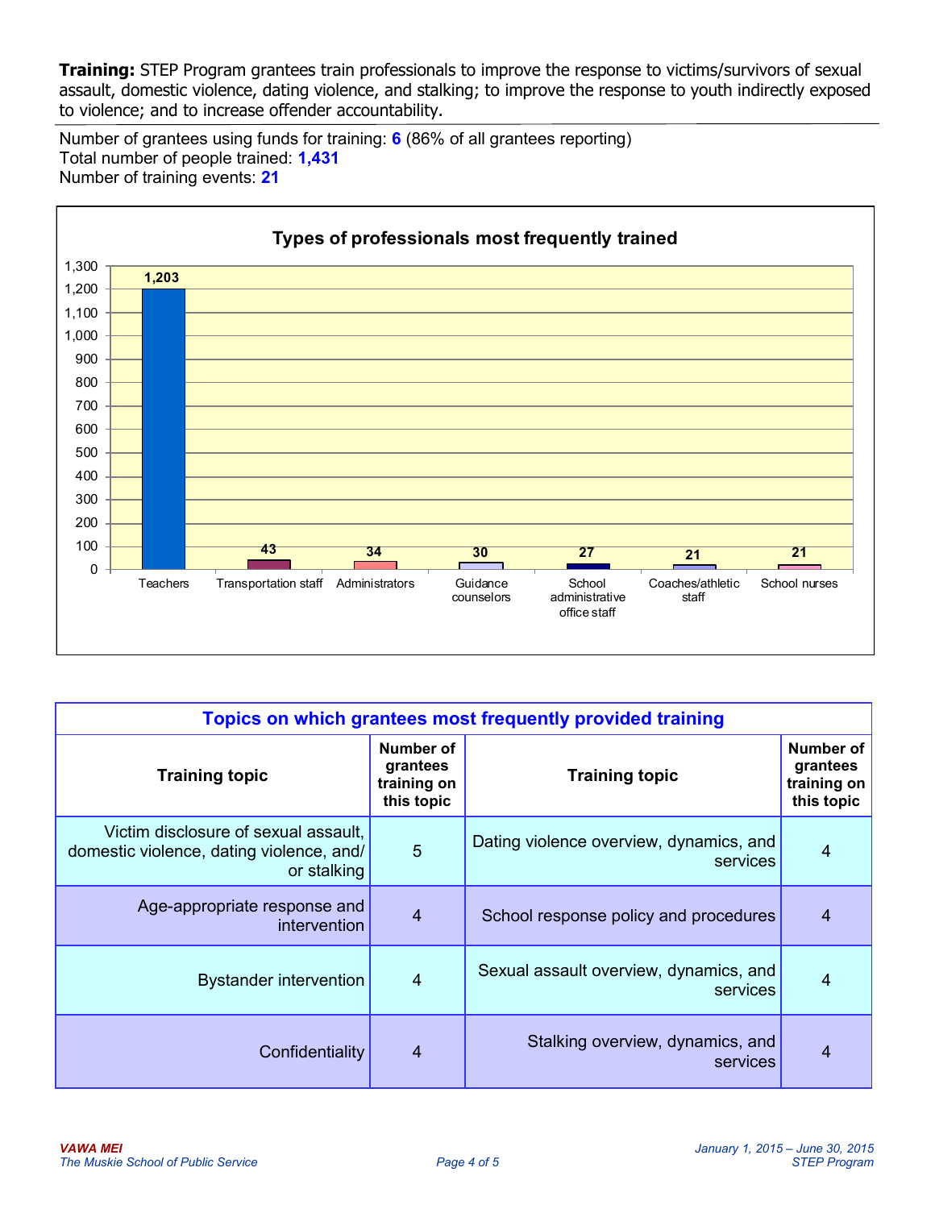**Training:** STEP Program grantees train professionals to improve the response to victims/survivors of sexual assault, domestic violence, dating violence, and stalking; to improve the response to youth indirectly exposed to violence; and to increase offender accountability.

Number of grantees using funds for training: **6** (86% of all grantees reporting)
Total number of people trained: **1,431**
Number of training events: **21**

**Types of professionals most frequently trained**

| Professional | Number trained |
|---|---|
| Teachers | 1,203 |
| Transportation staff | 43 |
| Administrators | 34 |
| Guidance counselors | 30 |
| School administrative office staff | 27 |
| Coaches/athletic staff | 21 |
| School nurses | 21 |

**Topics on which grantees most frequently provided training**

| Training topic | Number of grantees training on this topic | Training topic | Number of grantees training on this topic |
|---|---|---|---|
| Victim disclosure of sexual assault, domestic violence, dating violence, and/or stalking | 5 | Dating violence overview, dynamics, and services | 4 |
| Age-appropriate response and intervention | 4 | School response policy and procedures | 4 |
| Bystander intervention | 4 | Sexual assault overview, dynamics, and services | 4 |
| Confidentiality | 4 | Stalking overview, dynamics, and services | 4 |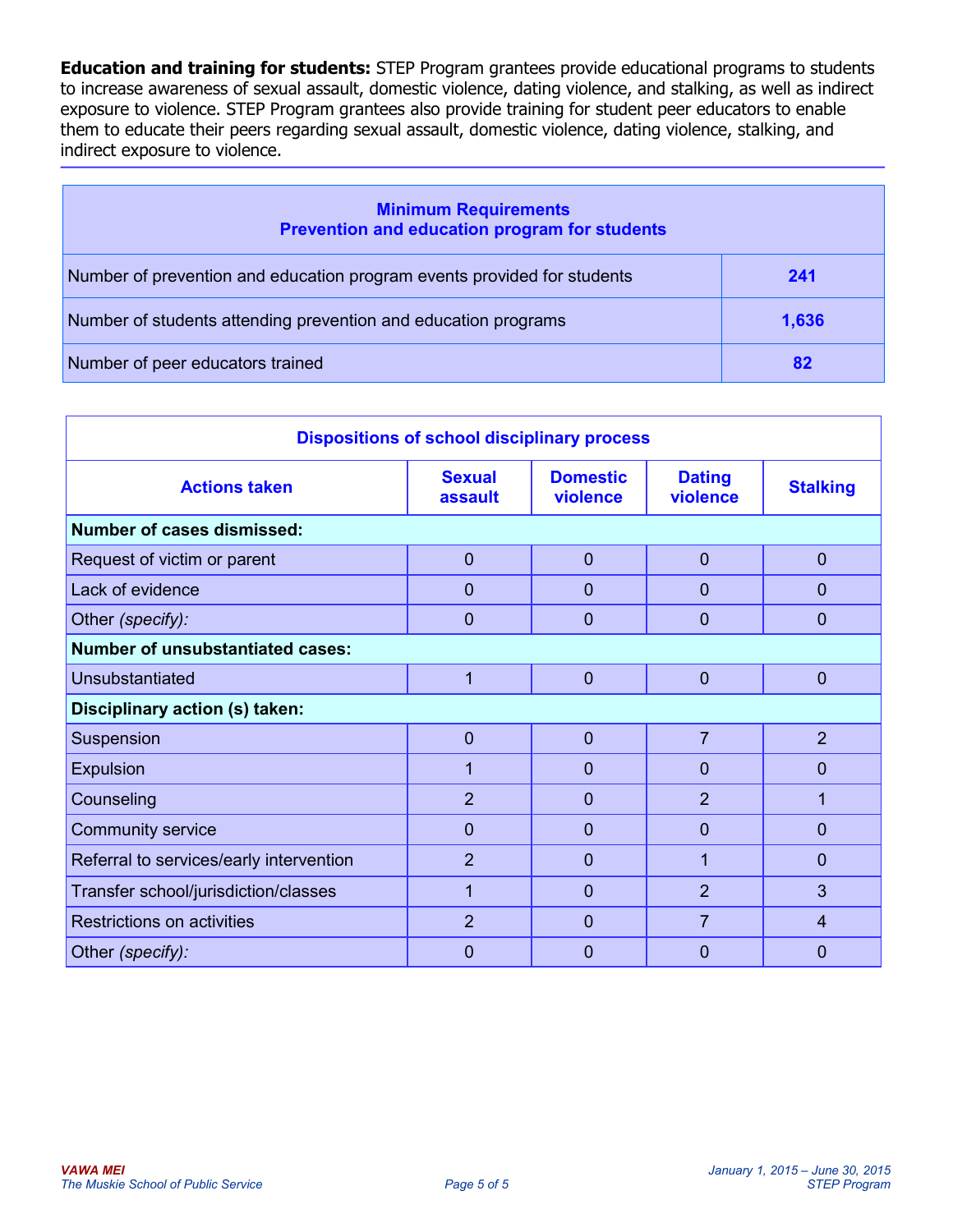**Education and training for students:** STEP Program grantees provide educational programs to students to increase awareness of sexual assault, domestic violence, dating violence, and stalking, as well as indirect exposure to violence. STEP Program grantees also provide training for student peer educators to enable them to educate their peers regarding sexual assault, domestic violence, dating violence, stalking, and indirect exposure to violence.

| Minimum Requirements<br>Prevention and education program for students | |
|---|---|
| Number of prevention and education program events provided for students | 241 |
| Number of students attending prevention and education programs | 1,636 |
| Number of peer educators trained | 82 |

**Dispositions of school disciplinary process**

| Actions taken | Sexual assault | Domestic violence | Dating violence | Stalking |
|---|---|---|---|---|
| **Number of cases dismissed:** | | | | |
| Request of victim or parent | 0 | 0 | 0 | 0 |
| Lack of evidence | 0 | 0 | 0 | 0 |
| Other *(specify):* | 0 | 0 | 0 | 0 |
| **Number of unsubstantiated cases:** | | | | |
| Unsubstantiated | 1 | 0 | 0 | 0 |
| **Disciplinary action (s) taken:** | | | | |
| Suspension | 0 | 0 | 7 | 2 |
| Expulsion | 1 | 0 | 0 | 0 |
| Counseling | 2 | 0 | 2 | 1 |
| Community service | 0 | 0 | 0 | 0 |
| Referral to services/early intervention | 2 | 0 | 1 | 0 |
| Transfer school/jurisdiction/classes | 1 | 0 | 2 | 3 |
| Restrictions on activities | 2 | 0 | 7 | 4 |
| Other *(specify):* | 0 | 0 | 0 | 0 |